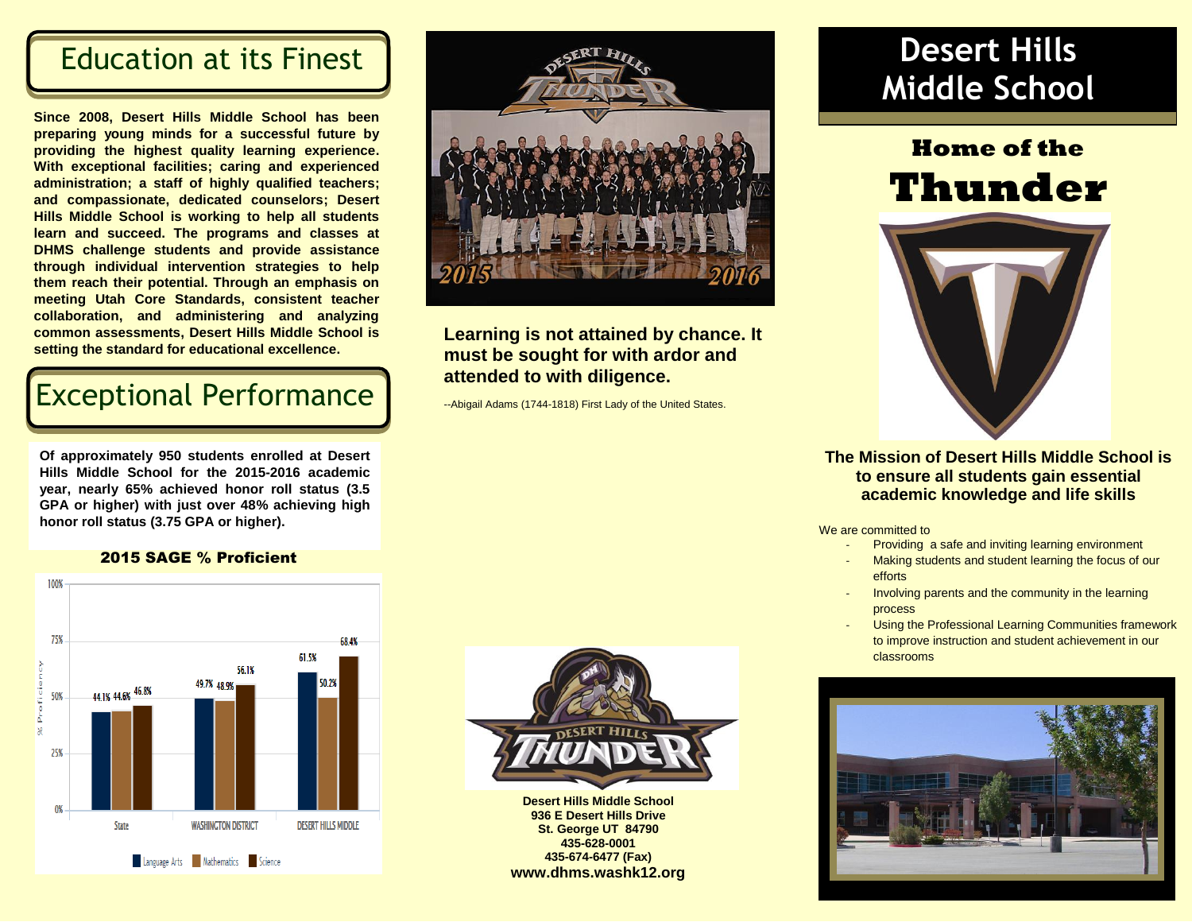## Education at its Finest

**Since 2008, Desert Hills Middle School has been preparing young minds for a successful future by providing the highest quality learning experience. With exceptional facilities; caring and experienced administration; a staff of highly qualified teachers; and compassionate, dedicated counselors; Desert Hills Middle School is working to help all students learn and succeed. The programs and classes at DHMS challenge students and provide assistance through individual intervention strategies to help them reach their potential. Through an emphasis on meeting Utah Core Standards, consistent teacher collaboration, and administering and analyzing common assessments, Desert Hills Middle School is setting the standard for educational excellence.**

## Exceptional Performance

**Of approximately 950 students enrolled at Desert Hills Middle School for the 2015-2016 academic year, nearly 65% achieved honor roll status (3.5 GPA or higher) with just over 48% achieving high honor roll status (3.75 GPA or higher).**

**2015 SAGE % Proficient**

| | Language Arts | Mathematics | Science |
|---|---|---|---|
| State | 44.1% | 44.6% | 46.8% |
| WASHINGTON DISTRICT | 49.7% | 48.9% | 56.1% |
| DESERT HILLS MIDDLE | 61.5% | 50.2% | 68.4% |

**Learning is not attained by chance. It must be sought for with ardor and attended to with diligence.**

--Abigail Adams (1744-1818) First Lady of the United States.

**Desert Hills Middle School**
**936 E Desert Hills Drive**
**St. George UT 84790**
**435-628-0001**
**435-674-6477 (Fax)**
**www.dhms.washk12.org**

# Desert Hills Middle School

## Home of the Thunder

**The Mission of Desert Hills Middle School is to ensure all students gain essential academic knowledge and life skills**

We are committed to

- Providing a safe and inviting learning environment
- Making students and student learning the focus of our efforts
- Involving parents and the community in the learning process
- Using the Professional Learning Communities framework to improve instruction and student achievement in our classrooms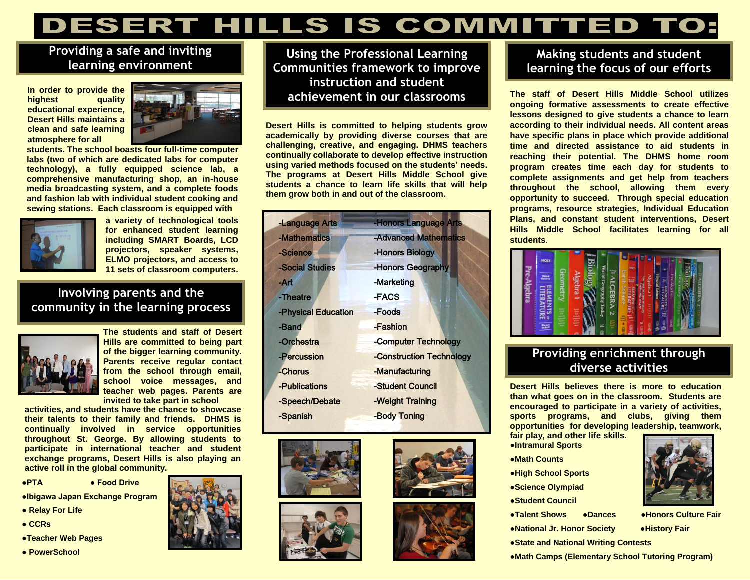# DESERT HILLS IS COMMITTED TO:

## Providing a safe and inviting learning environment

**In order to provide the highest quality educational experience, Desert Hills maintains a clean and safe learning atmosphere for all students. The school boasts four full-time computer labs (two of which are dedicated labs for computer technology), a fully equipped science lab, a comprehensive manufacturing shop, an in-house media broadcasting system, and a complete foods and fashion lab with individual student cooking and sewing stations. Each classroom is equipped with a variety of technological tools for enhanced student learning including SMART Boards, LCD projectors, speaker systems, ELMO projectors, and access to 11 sets of classroom computers.**

## Involving parents and the community in the learning process

**The students and staff of Desert Hills are committed to being part of the bigger learning community. Parents receive regular contact from the school through email, school voice messages, and teacher web pages. Parents are invited to take part in school activities, and students have the chance to showcase their talents to their family and friends. DHMS is continually involved in service opportunities throughout St. George. By allowing students to participate in international teacher and student exchange programs, Desert Hills is also playing an active roll in the global community.**

- **PTA**
- **Food Drive**
- **Ibigawa Japan Exchange Program**
- **Relay For Life**
- **CCRs**
- **Teacher Web Pages**
- **PowerSchool**

## Using the Professional Learning Communities framework to improve instruction and student achievement in our classrooms

**Desert Hills is committed to helping students grow academically by providing diverse courses that are challenging, creative, and engaging. DHMS teachers continually collaborate to develop effective instruction using varied methods focused on the students' needs. The programs at Desert Hills Middle School give students a chance to learn life skills that will help them grow both in and out of the classroom.**

| | |
|---|---|
| -Language Arts | -Honors Language Arts |
| -Mathematics | -Advanced Mathematics |
| -Science | -Honors Biology |
| -Social Studies | -Honors Geography |
| -Art | -Marketing |
| -Theatre | -FACS |
| -Physical Education | -Foods |
| -Band | -Fashion |
| -Orchestra | -Computer Technology |
| -Percussion | -Construction Technology |
| -Chorus | -Manufacturing |
| -Publications | -Student Council |
| -Speech/Debate | -Weight Training |
| -Spanish | -Body Toning |

## Making students and student learning the focus of our efforts

**The staff of Desert Hills Middle School utilizes ongoing formative assessments to create effective lessons designed to give students a chance to learn according to their individual needs. All content areas have specific plans in place which provide additional time and directed assistance to aid students in reaching their potential. The DHMS home room program creates time each day for students to complete assignments and get help from teachers throughout the school, allowing them every opportunity to succeed. Through special education programs, resource strategies, Individual Education Plans, and constant student interventions, Desert Hills Middle School facilitates learning for all students.**

## Providing enrichment through diverse activities

**Desert Hills believes there is more to education than what goes on in the classroom. Students are encouraged to participate in a variety of activities, sports programs, and clubs, giving them opportunities for developing leadership, teamwork, fair play, and other life skills.**

- **Intramural Sports**
- **Math Counts**
- **High School Sports**
- **Science Olympiad**
- **Student Council**
- **Talent Shows**
- **Dances**
- **Honors Culture Fair**
- **National Jr. Honor Society**
- **History Fair**
- **State and National Writing Contests**
- **Math Camps (Elementary School Tutoring Program)**